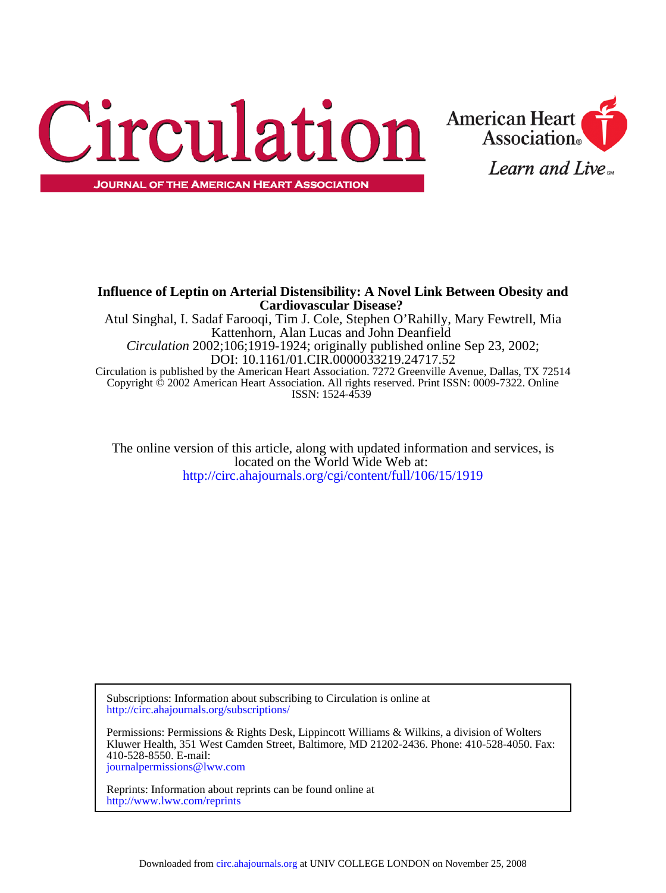# Circulation

JOURNAL OF THE AMERICAN HEART ASSOCIATION

American Heart Association®

*Learn and Live*℠

**Influence of Leptin on Arterial Distensibility: A Novel Link Between Obesity and Cardiovascular Disease?**

Atul Singhal, I. Sadaf Farooqi, Tim J. Cole, Stephen O'Rahilly, Mary Fewtrell, Mia Kattenhorn, Alan Lucas and John Deanfield

*Circulation* 2002;106;1919-1924; originally published online Sep 23, 2002;

DOI: 10.1161/01.CIR.0000033219.24717.52

Circulation is published by the American Heart Association. 7272 Greenville Avenue, Dallas, TX 72514

Copyright © 2002 American Heart Association. All rights reserved. Print ISSN: 0009-7322. Online ISSN: 1524-4539

The online version of this article, along with updated information and services, is located on the World Wide Web at:

http://circ.ahajournals.org/cgi/content/full/106/15/1919

Subscriptions: Information about subscribing to Circulation is online at
http://circ.ahajournals.org/subscriptions/

Permissions: Permissions & Rights Desk, Lippincott Williams & Wilkins, a division of Wolters Kluwer Health, 351 West Camden Street, Baltimore, MD 21202-2436. Phone: 410-528-4050. Fax: 410-528-8550. E-mail:
journalpermissions@lww.com

Reprints: Information about reprints can be found online at
http://www.lww.com/reprints

Downloaded from circ.ahajournals.org at UNIV COLLEGE LONDON on November 25, 2008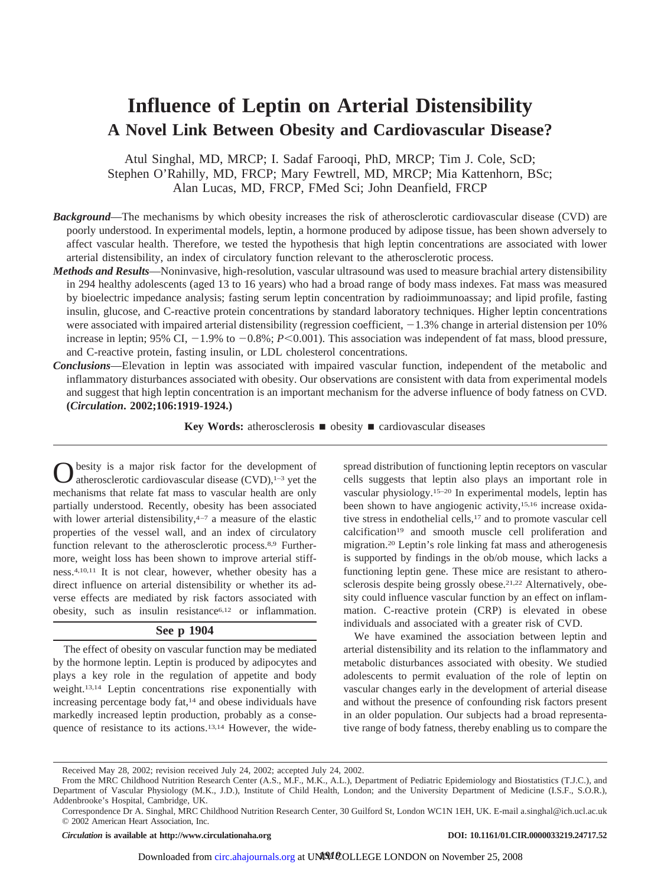# Influence of Leptin on Arterial Distensibility

## A Novel Link Between Obesity and Cardiovascular Disease?

Atul Singhal, MD, MRCP; I. Sadaf Farooqi, PhD, MRCP; Tim J. Cole, ScD; Stephen O'Rahilly, MD, FRCP; Mary Fewtrell, MD, MRCP; Mia Kattenhorn, BSc; Alan Lucas, MD, FRCP, FMed Sci; John Deanfield, FRCP

***Background***—The mechanisms by which obesity increases the risk of atherosclerotic cardiovascular disease (CVD) are poorly understood. In experimental models, leptin, a hormone produced by adipose tissue, has been shown adversely to affect vascular health. Therefore, we tested the hypothesis that high leptin concentrations are associated with lower arterial distensibility, an index of circulatory function relevant to the atherosclerotic process.

***Methods and Results***—Noninvasive, high-resolution, vascular ultrasound was used to measure brachial artery distensibility in 294 healthy adolescents (aged 13 to 16 years) who had a broad range of body mass indexes. Fat mass was measured by bioelectric impedance analysis; fasting serum leptin concentration by radioimmunoassay; and lipid profile, fasting insulin, glucose, and C-reactive protein concentrations by standard laboratory techniques. Higher leptin concentrations were associated with impaired arterial distensibility (regression coefficient, −1.3% change in arterial distension per 10% increase in leptin; 95% CI, −1.9% to −0.8%; $P<0.001$). This association was independent of fat mass, blood pressure, and C-reactive protein, fasting insulin, or LDL cholesterol concentrations.

***Conclusions***—Elevation in leptin was associated with impaired vascular function, independent of the metabolic and inflammatory disturbances associated with obesity. Our observations are consistent with data from experimental models and suggest that high leptin concentration is an important mechanism for the adverse influence of body fatness on CVD. **(*Circulation*. 2002;106:1919-1924.)**

**Key Words:** atherosclerosis ■ obesity ■ cardiovascular diseases

Obesity is a major risk factor for the development of atherosclerotic cardiovascular disease (CVD),[1–3] yet the mechanisms that relate fat mass to vascular health are only partially understood. Recently, obesity has been associated with lower arterial distensibility,[4–7] a measure of the elastic properties of the vessel wall, and an index of circulatory function relevant to the atherosclerotic process.[8,9] Furthermore, weight loss has been shown to improve arterial stiffness.[4,10,11] It is not clear, however, whether obesity has a direct influence on arterial distensibility or whether its adverse effects are mediated by risk factors associated with obesity, such as insulin resistance[6,12] or inflammation.

**See p 1904**

The effect of obesity on vascular function may be mediated by the hormone leptin. Leptin is produced by adipocytes and plays a key role in the regulation of appetite and body weight.[13,14] Leptin concentrations rise exponentially with increasing percentage body fat,[14] and obese individuals have markedly increased leptin production, probably as a consequence of resistance to its actions.[13,14] However, the widespread distribution of functioning leptin receptors on vascular cells suggests that leptin also plays an important role in vascular physiology.[15–20] In experimental models, leptin has been shown to have angiogenic activity,[15,16] increase oxidative stress in endothelial cells,[17] and to promote vascular cell calcification[19] and smooth muscle cell proliferation and migration.[20] Leptin's role linking fat mass and atherogenesis is supported by findings in the ob/ob mouse, which lacks a functioning leptin gene. These mice are resistant to atherosclerosis despite being grossly obese.[21,22] Alternatively, obesity could influence vascular function by an effect on inflammation. C-reactive protein (CRP) is elevated in obese individuals and associated with a greater risk of CVD.

We have examined the association between leptin and arterial distensibility and its relation to the inflammatory and metabolic disturbances associated with obesity. We studied adolescents to permit evaluation of the role of leptin on vascular changes early in the development of arterial disease and without the presence of confounding risk factors present in an older population. Our subjects had a broad representative range of body fatness, thereby enabling us to compare the

Received May 28, 2002; revision received July 24, 2002; accepted July 24, 2002.

From the MRC Childhood Nutrition Research Center (A.S., M.F., M.K., A.L.), Department of Pediatric Epidemiology and Biostatistics (T.J.C.), and Department of Vascular Physiology (M.K., J.D.), Institute of Child Health, London; and the University Department of Medicine (I.S.F., S.O.R.), Addenbrooke's Hospital, Cambridge, UK.

Correspondence Dr A. Singhal, MRC Childhood Nutrition Research Center, 30 Guilford St, London WC1N 1EH, UK. E-mail a.singhal@ich.ucl.ac.uk

© 2002 American Heart Association, Inc.

*Circulation* is available at http://www.circulationaha.org

DOI: 10.1161/01.CIR.0000033219.24717.52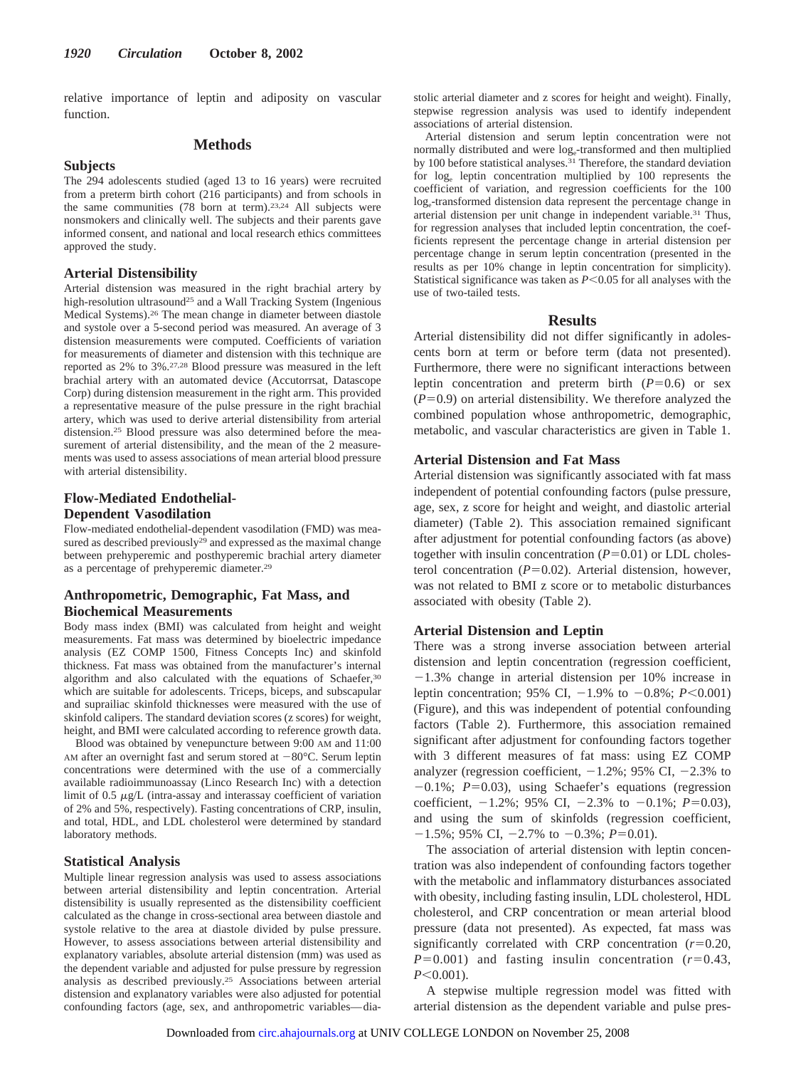relative importance of leptin and adiposity on vascular function.

## Methods

### Subjects

The 294 adolescents studied (aged 13 to 16 years) were recruited from a preterm birth cohort (216 participants) and from schools in the same communities (78 born at term).[23,24] All subjects were nonsmokers and clinically well. The subjects and their parents gave informed consent, and national and local research ethics committees approved the study.

### Arterial Distensibility

Arterial distension was measured in the right brachial artery by high-resolution ultrasound[25] and a Wall Tracking System (Ingenious Medical Systems).[26] The mean change in diameter between diastole and systole over a 5-second period was measured. An average of 3 distension measurements were computed. Coefficients of variation for measurements of diameter and distension with this technique are reported as 2% to 3%.[27,28] Blood pressure was measured in the left brachial artery with an automated device (Accutorrsat, Datascope Corp) during distension measurement in the right arm. This provided a representative measure of the pulse pressure in the right brachial artery, which was used to derive arterial distensibility from arterial distension.[25] Blood pressure was also determined before the measurement of arterial distensibility, and the mean of the 2 measurements was used to assess associations of mean arterial blood pressure with arterial distensibility.

### Flow-Mediated Endothelial-Dependent Vasodilation

Flow-mediated endothelial-dependent vasodilation (FMD) was measured as described previously[29] and expressed as the maximal change between prehyperemic and posthyperemic brachial artery diameter as a percentage of prehyperemic diameter.[29]

### Anthropometric, Demographic, Fat Mass, and Biochemical Measurements

Body mass index (BMI) was calculated from height and weight measurements. Fat mass was determined by bioelectric impedance analysis (EZ COMP 1500, Fitness Concepts Inc) and skinfold thickness. Fat mass was obtained from the manufacturer's internal algorithm and also calculated with the equations of Schaefer,[30] which are suitable for adolescents. Triceps, biceps, and subscapular and suprailiac skinfold thicknesses were measured with the use of skinfold calipers. The standard deviation scores (z scores) for weight, height, and BMI were calculated according to reference growth data.

Blood was obtained by venepuncture between 9:00 AM and 11:00 AM after an overnight fast and serum stored at −80°C. Serum leptin concentrations were determined with the use of a commercially available radioimmunoassay (Linco Research Inc) with a detection limit of 0.5 μg/L (intra-assay and interassay coefficient of variation of 2% and 5%, respectively). Fasting concentrations of CRP, insulin, and total, HDL, and LDL cholesterol were determined by standard laboratory methods.

### Statistical Analysis

Multiple linear regression analysis was used to assess associations between arterial distensibility and leptin concentration. Arterial distensibility is usually represented as the distensibility coefficient calculated as the change in cross-sectional area between diastole and systole relative to the area at diastole divided by pulse pressure. However, to assess associations between arterial distensibility and explanatory variables, absolute arterial distension (mm) was used as the dependent variable and adjusted for pulse pressure by regression analysis as described previously.[25] Associations between arterial distension and explanatory variables were also adjusted for potential confounding factors (age, sex, and anthropometric variables—diastolic arterial diameter and z scores for height and weight). Finally, stepwise regression analysis was used to identify independent associations of arterial distension.

Arterial distension and serum leptin concentration were not normally distributed and were $\log_e$-transformed and then multiplied by 100 before statistical analyses.[31] Therefore, the standard deviation for $\log_e$ leptin concentration multiplied by 100 represents the coefficient of variation, and regression coefficients for the 100 $\log_e$-transformed distension data represent the percentage change in arterial distension per unit change in independent variable.[31] Thus, for regression analyses that included leptin concentration, the coefficients represent the percentage change in arterial distension per percentage change in serum leptin concentration (presented in the results as per 10% change in leptin concentration for simplicity). Statistical significance was taken as $P<0.05$ for all analyses with the use of two-tailed tests.

## Results

Arterial distensibility did not differ significantly in adolescents born at term or before term (data not presented). Furthermore, there were no significant interactions between leptin concentration and preterm birth ($P=0.6$) or sex ($P=0.9$) on arterial distensibility. We therefore analyzed the combined population whose anthropometric, demographic, metabolic, and vascular characteristics are given in Table 1.

### Arterial Distension and Fat Mass

Arterial distension was significantly associated with fat mass independent of potential confounding factors (pulse pressure, age, sex, z score for height and weight, and diastolic arterial diameter) (Table 2). This association remained significant after adjustment for potential confounding factors (as above) together with insulin concentration ($P=0.01$) or LDL cholesterol concentration ($P=0.02$). Arterial distension, however, was not related to BMI z score or to metabolic disturbances associated with obesity (Table 2).

### Arterial Distension and Leptin

There was a strong inverse association between arterial distension and leptin concentration (regression coefficient, −1.3% change in arterial distension per 10% increase in leptin concentration; 95% CI, −1.9% to −0.8%; $P<0.001$) (Figure), and this was independent of potential confounding factors (Table 2). Furthermore, this association remained significant after adjustment for confounding factors together with 3 different measures of fat mass: using EZ COMP analyzer (regression coefficient, −1.2%; 95% CI, −2.3% to −0.1%; $P=0.03$), using Schaefer's equations (regression coefficient, −1.2%; 95% CI, −2.3% to −0.1%; $P=0.03$), and using the sum of skinfolds (regression coefficient, −1.5%; 95% CI, −2.7% to −0.3%; $P=0.01$).

The association of arterial distension with leptin concentration was also independent of confounding factors together with the metabolic and inflammatory disturbances associated with obesity, including fasting insulin, LDL cholesterol, HDL cholesterol, and CRP concentration or mean arterial blood pressure (data not presented). As expected, fat mass was significantly correlated with CRP concentration ($r=0.20$, $P=0.001$) and fasting insulin concentration ($r=0.43$, $P<0.001$).

A stepwise multiple regression model was fitted with arterial distension as the dependent variable and pulse pres-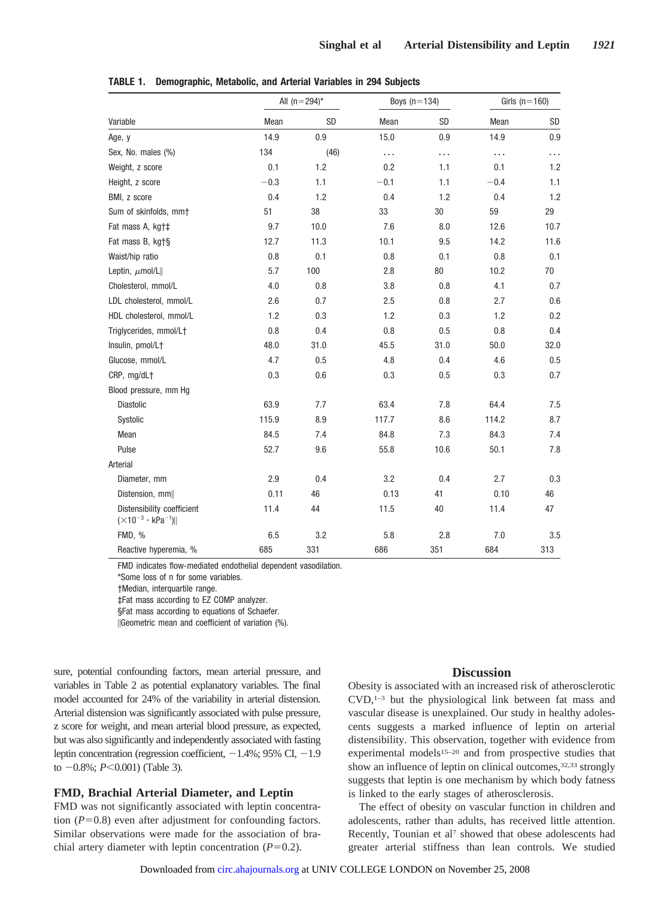**TABLE 1. Demographic, Metabolic, and Arterial Variables in 294 Subjects**

| Variable | All (n=294)* | | Boys (n=134) | | Girls (n=160) | |
|---|---|---|---|---|---|---|
| | Mean | SD | Mean | SD | Mean | SD |
| Age, y | 14.9 | 0.9 | 15.0 | 0.9 | 14.9 | 0.9 |
| Sex, No. males (%) | 134 | (46) | ... | ... | ... | ... |
| Weight, z score | 0.1 | 1.2 | 0.2 | 1.1 | 0.1 | 1.2 |
| Height, z score | −0.3 | 1.1 | −0.1 | 1.1 | −0.4 | 1.1 |
| BMI, z score | 0.4 | 1.2 | 0.4 | 1.2 | 0.4 | 1.2 |
| Sum of skinfolds, mm† | 51 | 38 | 33 | 30 | 59 | 29 |
| Fat mass A, kg†‡ | 9.7 | 10.0 | 7.6 | 8.0 | 12.6 | 10.7 |
| Fat mass B, kg†§ | 12.7 | 11.3 | 10.1 | 9.5 | 14.2 | 11.6 |
| Waist/hip ratio | 0.8 | 0.1 | 0.8 | 0.1 | 0.8 | 0.1 |
| Leptin, μmol/L‖ | 5.7 | 100 | 2.8 | 80 | 10.2 | 70 |
| Cholesterol, mmol/L | 4.0 | 0.8 | 3.8 | 0.8 | 4.1 | 0.7 |
| LDL cholesterol, mmol/L | 2.6 | 0.7 | 2.5 | 0.8 | 2.7 | 0.6 |
| HDL cholesterol, mmol/L | 1.2 | 0.3 | 1.2 | 0.3 | 1.2 | 0.2 |
| Triglycerides, mmol/L† | 0.8 | 0.4 | 0.8 | 0.5 | 0.8 | 0.4 |
| Insulin, pmol/L† | 48.0 | 31.0 | 45.5 | 31.0 | 50.0 | 32.0 |
| Glucose, mmol/L | 4.7 | 0.5 | 4.8 | 0.4 | 4.6 | 0.5 |
| CRP, mg/dL† | 0.3 | 0.6 | 0.3 | 0.5 | 0.3 | 0.7 |
| Blood pressure, mm Hg | | | | | | |
| Diastolic | 63.9 | 7.7 | 63.4 | 7.8 | 64.4 | 7.5 |
| Systolic | 115.9 | 8.9 | 117.7 | 8.6 | 114.2 | 8.7 |
| Mean | 84.5 | 7.4 | 84.8 | 7.3 | 84.3 | 7.4 |
| Pulse | 52.7 | 9.6 | 55.8 | 10.6 | 50.1 | 7.8 |
| Arterial | | | | | | |
| Diameter, mm | 2.9 | 0.4 | 3.2 | 0.4 | 2.7 | 0.3 |
| Distension, mm‖ | 0.11 | 46 | 0.13 | 41 | 0.10 | 46 |
| Distensibility coefficient ($\times10^{-3} \cdot \text{kPa}^{-1}$)‖ | 11.4 | 44 | 11.5 | 40 | 11.4 | 47 |
| FMD, % | 6.5 | 3.2 | 5.8 | 2.8 | 7.0 | 3.5 |
| Reactive hyperemia, % | 685 | 331 | 686 | 351 | 684 | 313 |

FMD indicates flow-mediated endothelial dependent vasodilation.

*Some loss of n for some variables.

†Median, interquartile range.

‡Fat mass according to EZ COMP analyzer.

§Fat mass according to equations of Schaefer.

‖Geometric mean and coefficient of variation (%).

sure, potential confounding factors, mean arterial pressure, and variables in Table 2 as potential explanatory variables. The final model accounted for 24% of the variability in arterial distension. Arterial distension was significantly associated with pulse pressure, z score for weight, and mean arterial blood pressure, as expected, but was also significantly and independently associated with fasting leptin concentration (regression coefficient, −1.4%; 95% CI, −1.9 to −0.8%; $P<0.001$) (Table 3).

### FMD, Brachial Arterial Diameter, and Leptin

FMD was not significantly associated with leptin concentration ($P=0.8$) even after adjustment for confounding factors. Similar observations were made for the association of brachial artery diameter with leptin concentration ($P=0.2$).

## Discussion

Obesity is associated with an increased risk of atherosclerotic CVD,[1–3] but the physiological link between fat mass and vascular disease is unexplained. Our study in healthy adolescents suggests a marked influence of leptin on arterial distensibility. This observation, together with evidence from experimental models[15–20] and from prospective studies that show an influence of leptin on clinical outcomes,[32,33] strongly suggests that leptin is one mechanism by which body fatness is linked to the early stages of atherosclerosis.

The effect of obesity on vascular function in children and adolescents, rather than adults, has received little attention. Recently, Tounian et al[7] showed that obese adolescents had greater arterial stiffness than lean controls. We studied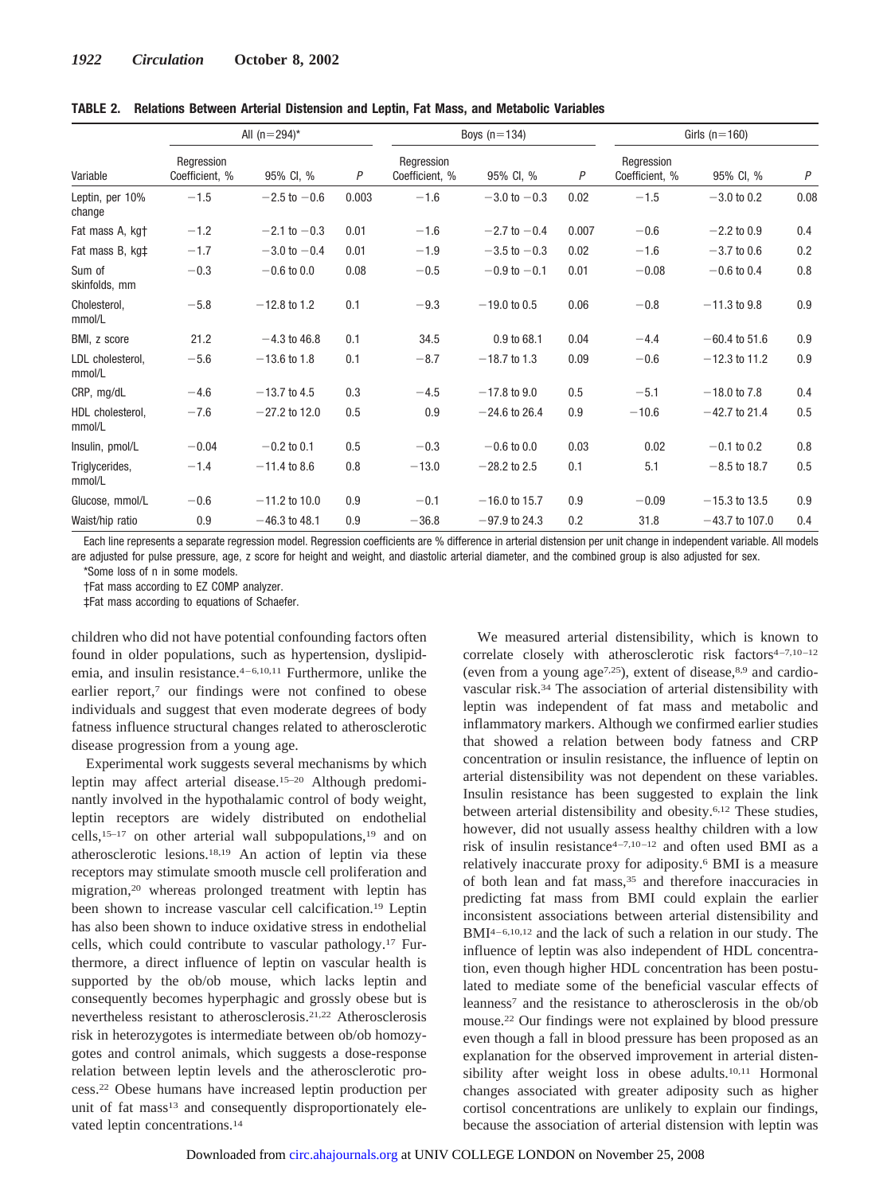**TABLE 2. Relations Between Arterial Distension and Leptin, Fat Mass, and Metabolic Variables**

| Variable | All (n=294)* | | | Boys (n=134) | | | Girls (n=160) | | |
|---|---|---|---|---|---|---|---|---|---|
| | Regression Coefficient, % | 95% CI, % | *P* | Regression Coefficient, % | 95% CI, % | *P* | Regression Coefficient, % | 95% CI, % | *P* |
| Leptin, per 10% change | −1.5 | −2.5 to −0.6 | 0.003 | −1.6 | −3.0 to −0.3 | 0.02 | −1.5 | −3.0 to 0.2 | 0.08 |
| Fat mass A, kg† | −1.2 | −2.1 to −0.3 | 0.01 | −1.6 | −2.7 to −0.4 | 0.007 | −0.6 | −2.2 to 0.9 | 0.4 |
| Fat mass B, kg‡ | −1.7 | −3.0 to −0.4 | 0.01 | −1.9 | −3.5 to −0.3 | 0.02 | −1.6 | −3.7 to 0.6 | 0.2 |
| Sum of skinfolds, mm | −0.3 | −0.6 to 0.0 | 0.08 | −0.5 | −0.9 to −0.1 | 0.01 | −0.08 | −0.6 to 0.4 | 0.8 |
| Cholesterol, mmol/L | −5.8 | −12.8 to 1.2 | 0.1 | −9.3 | −19.0 to 0.5 | 0.06 | −0.8 | −11.3 to 9.8 | 0.9 |
| BMI, z score | 21.2 | −4.3 to 46.8 | 0.1 | 34.5 | 0.9 to 68.1 | 0.04 | −4.4 | −60.4 to 51.6 | 0.9 |
| LDL cholesterol, mmol/L | −5.6 | −13.6 to 1.8 | 0.1 | −8.7 | −18.7 to 1.3 | 0.09 | −0.6 | −12.3 to 11.2 | 0.9 |
| CRP, mg/dL | −4.6 | −13.7 to 4.5 | 0.3 | −4.5 | −17.8 to 9.0 | 0.5 | −5.1 | −18.0 to 7.8 | 0.4 |
| HDL cholesterol, mmol/L | −7.6 | −27.2 to 12.0 | 0.5 | 0.9 | −24.6 to 26.4 | 0.9 | −10.6 | −42.7 to 21.4 | 0.5 |
| Insulin, pmol/L | −0.04 | −0.2 to 0.1 | 0.5 | −0.3 | −0.6 to 0.0 | 0.03 | 0.02 | −0.1 to 0.2 | 0.8 |
| Triglycerides, mmol/L | −1.4 | −11.4 to 8.6 | 0.8 | −13.0 | −28.2 to 2.5 | 0.1 | 5.1 | −8.5 to 18.7 | 0.5 |
| Glucose, mmol/L | −0.6 | −11.2 to 10.0 | 0.9 | −0.1 | −16.0 to 15.7 | 0.9 | −0.09 | −15.3 to 13.5 | 0.9 |
| Waist/hip ratio | 0.9 | −46.3 to 48.1 | 0.9 | −36.8 | −97.9 to 24.3 | 0.2 | 31.8 | −43.7 to 107.0 | 0.4 |

Each line represents a separate regression model. Regression coefficients are % difference in arterial distension per unit change in independent variable. All models are adjusted for pulse pressure, age, z score for height and weight, and diastolic arterial diameter, and the combined group is also adjusted for sex.

*Some loss of n in some models.

†Fat mass according to EZ COMP analyzer.

‡Fat mass according to equations of Schaefer.

children who did not have potential confounding factors often found in older populations, such as hypertension, dyslipidemia, and insulin resistance.[4–6,10,11] Furthermore, unlike the earlier report,[7] our findings were not confined to obese individuals and suggest that even moderate degrees of body fatness influence structural changes related to atherosclerotic disease progression from a young age.

Experimental work suggests several mechanisms by which leptin may affect arterial disease.[15–20] Although predominantly involved in the hypothalamic control of body weight, leptin receptors are widely distributed on endothelial cells,[15–17] on other arterial wall subpopulations,[19] and on atherosclerotic lesions.[18,19] An action of leptin via these receptors may stimulate smooth muscle cell proliferation and migration,[20] whereas prolonged treatment with leptin has been shown to increase vascular cell calcification.[19] Leptin has also been shown to induce oxidative stress in endothelial cells, which could contribute to vascular pathology.[17] Furthermore, a direct influence of leptin on vascular health is supported by the ob/ob mouse, which lacks leptin and consequently becomes hyperphagic and grossly obese but is nevertheless resistant to atherosclerosis.[21,22] Atherosclerosis risk in heterozygotes is intermediate between ob/ob homozygotes and control animals, which suggests a dose-response relation between leptin levels and the atherosclerotic process.[22] Obese humans have increased leptin production per unit of fat mass[13] and consequently disproportionately elevated leptin concentrations.[14]

We measured arterial distensibility, which is known to correlate closely with atherosclerotic risk factors[4–7,10–12] (even from a young age[7,25]), extent of disease,[8,9] and cardiovascular risk.[34] The association of arterial distensibility with leptin was independent of fat mass and metabolic and inflammatory markers. Although we confirmed earlier studies that showed a relation between body fatness and CRP concentration or insulin resistance, the influence of leptin on arterial distensibility was not dependent on these variables. Insulin resistance has been suggested to explain the link between arterial distensibility and obesity.[6,12] These studies, however, did not usually assess healthy children with a low risk of insulin resistance[4–7,10–12] and often used BMI as a relatively inaccurate proxy for adiposity.[6] BMI is a measure of both lean and fat mass,[35] and therefore inaccuracies in predicting fat mass from BMI could explain the earlier inconsistent associations between arterial distensibility and BMI[4–6,10,12] and the lack of such a relation in our study. The influence of leptin was also independent of HDL concentration, even though higher HDL concentration has been postulated to mediate some of the beneficial vascular effects of leanness[7] and the resistance to atherosclerosis in the ob/ob mouse.[22] Our findings were not explained by blood pressure even though a fall in blood pressure has been proposed as an explanation for the observed improvement in arterial distensibility after weight loss in obese adults.[10,11] Hormonal changes associated with greater adiposity such as higher cortisol concentrations are unlikely to explain our findings, because the association of arterial distension with leptin was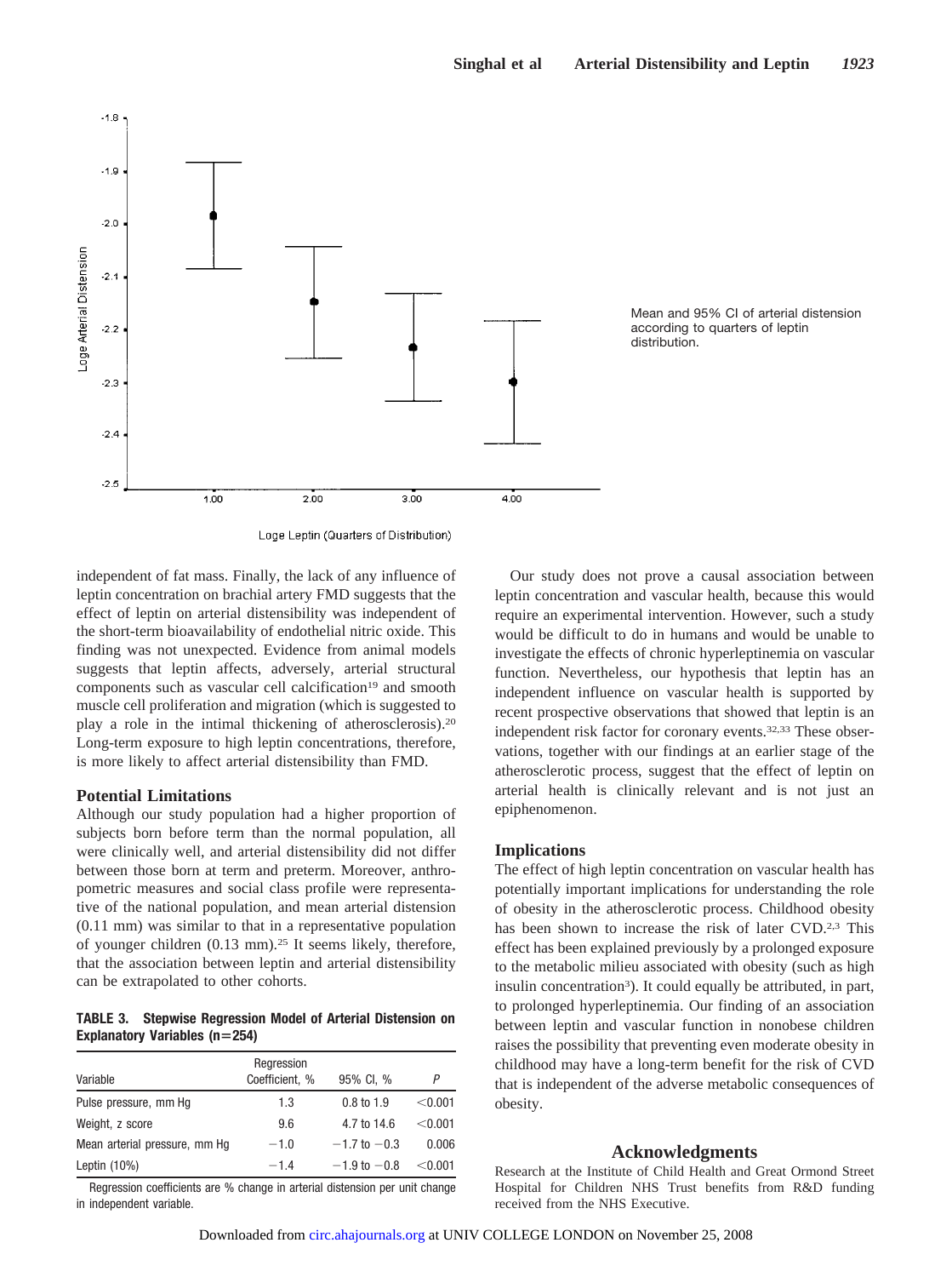Mean and 95% CI of arterial distension according to quarters of leptin distribution.

independent of fat mass. Finally, the lack of any influence of leptin concentration on brachial artery FMD suggests that the effect of leptin on arterial distensibility was independent of the short-term bioavailability of endothelial nitric oxide. This finding was not unexpected. Evidence from animal models suggests that leptin affects, adversely, arterial structural components such as vascular cell calcification[19] and smooth muscle cell proliferation and migration (which is suggested to play a role in the intimal thickening of atherosclerosis).[20] Long-term exposure to high leptin concentrations, therefore, is more likely to affect arterial distensibility than FMD.

### Potential Limitations

Although our study population had a higher proportion of subjects born before term than the normal population, all were clinically well, and arterial distensibility did not differ between those born at term and preterm. Moreover, anthropometric measures and social class profile were representative of the national population, and mean arterial distension (0.11 mm) was similar to that in a representative population of younger children (0.13 mm).[25] It seems likely, therefore, that the association between leptin and arterial distensibility can be extrapolated to other cohorts.

**TABLE 3. Stepwise Regression Model of Arterial Distension on Explanatory Variables (n=254)**

| Variable | Regression Coefficient, % | 95% CI, % | P |
|---|---|---|---|
| Pulse pressure, mm Hg | 1.3 | 0.8 to 1.9 | <0.001 |
| Weight, z score | 9.6 | 4.7 to 14.6 | <0.001 |
| Mean arterial pressure, mm Hg | −1.0 | −1.7 to −0.3 | 0.006 |
| Leptin (10%) | −1.4 | −1.9 to −0.8 | <0.001 |

Regression coefficients are % change in arterial distension per unit change in independent variable.

Our study does not prove a causal association between leptin concentration and vascular health, because this would require an experimental intervention. However, such a study would be difficult to do in humans and would be unable to investigate the effects of chronic hyperleptinemia on vascular function. Nevertheless, our hypothesis that leptin has an independent influence on vascular health is supported by recent prospective observations that showed that leptin is an independent risk factor for coronary events.[32,33] These observations, together with our findings at an earlier stage of the atherosclerotic process, suggest that the effect of leptin on arterial health is clinically relevant and is not just an epiphenomenon.

### Implications

The effect of high leptin concentration on vascular health has potentially important implications for understanding the role of obesity in the atherosclerotic process. Childhood obesity has been shown to increase the risk of later CVD.[2,3] This effect has been explained previously by a prolonged exposure to the metabolic milieu associated with obesity (such as high insulin concentration[3]). It could equally be attributed, in part, to prolonged hyperleptinemia. Our finding of an association between leptin and vascular function in nonobese children raises the possibility that preventing even moderate obesity in childhood may have a long-term benefit for the risk of CVD that is independent of the adverse metabolic consequences of obesity.

## Acknowledgments

Research at the Institute of Child Health and Great Ormond Street Hospital for Children NHS Trust benefits from R&D funding received from the NHS Executive.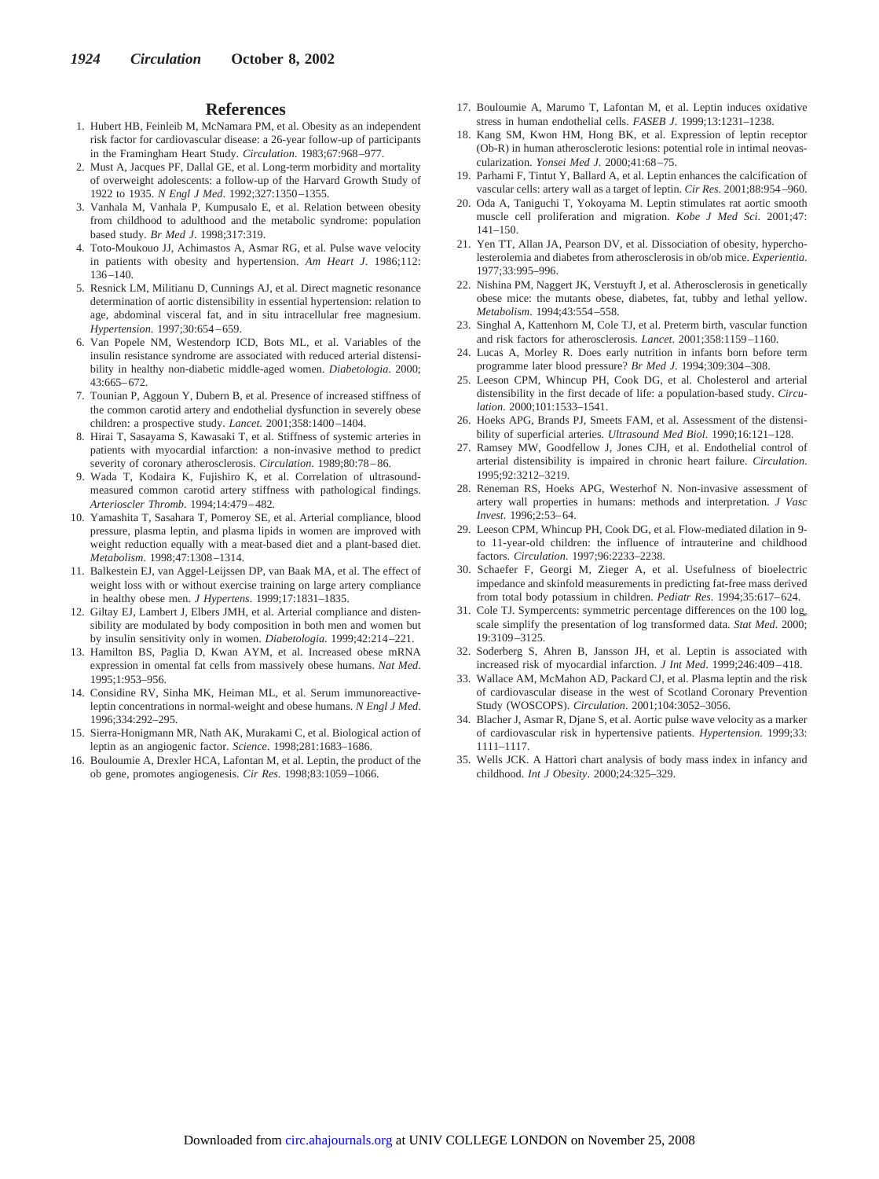## References

1. Hubert HB, Feinleib M, McNamara PM, et al. Obesity as an independent risk factor for cardiovascular disease: a 26-year follow-up of participants in the Framingham Heart Study. *Circulation*. 1983;67:968–977.
2. Must A, Jacques PF, Dallal GE, et al. Long-term morbidity and mortality of overweight adolescents: a follow-up of the Harvard Growth Study of 1922 to 1935. *N Engl J Med*. 1992;327:1350–1355.
3. Vanhala M, Vanhala P, Kumpusalo E, et al. Relation between obesity from childhood to adulthood and the metabolic syndrome: population based study. *Br Med J*. 1998;317:319.
4. Toto-Moukouo JJ, Achimastos A, Asmar RG, et al. Pulse wave velocity in patients with obesity and hypertension. *Am Heart J*. 1986;112:136–140.
5. Resnick LM, Militianu D, Cunnings AJ, et al. Direct magnetic resonance determination of aortic distensibility in essential hypertension: relation to age, abdominal visceral fat, and in situ intracellular free magnesium. *Hypertension*. 1997;30:654–659.
6. Van Popele NM, Westendorp ICD, Bots ML, et al. Variables of the insulin resistance syndrome are associated with reduced arterial distensibility in healthy non-diabetic middle-aged women. *Diabetologia*. 2000;43:665–672.
7. Tounian P, Aggoun Y, Dubern B, et al. Presence of increased stiffness of the common carotid artery and endothelial dysfunction in severely obese children: a prospective study. *Lancet*. 2001;358:1400–1404.
8. Hirai T, Sasayama S, Kawasaki T, et al. Stiffness of systemic arteries in patients with myocardial infarction: a non-invasive method to predict severity of coronary atherosclerosis. *Circulation*. 1989;80:78–86.
9. Wada T, Kodaira K, Fujishiro K, et al. Correlation of ultrasound-measured common carotid artery stiffness with pathological findings. *Arterioscler Thromb*. 1994;14:479–482.
10. Yamashita T, Sasahara T, Pomeroy SE, et al. Arterial compliance, blood pressure, plasma leptin, and plasma lipids in women are improved with weight reduction equally with a meat-based diet and a plant-based diet. *Metabolism*. 1998;47:1308–1314.
11. Balkestein EJ, van Aggel-Leijssen DP, van Baak MA, et al. The effect of weight loss with or without exercise training on large artery compliance in healthy obese men. *J Hypertens*. 1999;17:1831–1835.
12. Giltay EJ, Lambert J, Elbers JMH, et al. Arterial compliance and distensibility are modulated by body composition in both men and women but by insulin sensitivity only in women. *Diabetologia*. 1999;42:214–221.
13. Hamilton BS, Paglia D, Kwan AYM, et al. Increased obese mRNA expression in omental fat cells from massively obese humans. *Nat Med*. 1995;1:953–956.
14. Considine RV, Sinha MK, Heiman ML, et al. Serum immunoreactive-leptin concentrations in normal-weight and obese humans. *N Engl J Med*. 1996;334:292–295.
15. Sierra-Honigmann MR, Nath AK, Murakami C, et al. Biological action of leptin as an angiogenic factor. *Science*. 1998;281:1683–1686.
16. Bouloumie A, Drexler HCA, Lafontan M, et al. Leptin, the product of the ob gene, promotes angiogenesis. *Cir Res*. 1998;83:1059–1066.
17. Bouloumie A, Marumo T, Lafontan M, et al. Leptin induces oxidative stress in human endothelial cells. *FASEB J*. 1999;13:1231–1238.
18. Kang SM, Kwon HM, Hong BK, et al. Expression of leptin receptor (Ob-R) in human atherosclerotic lesions: potential role in intimal neovascularization. *Yonsei Med J*. 2000;41:68–75.
19. Parhami F, Tintut Y, Ballard A, et al. Leptin enhances the calcification of vascular cells: artery wall as a target of leptin. *Cir Res*. 2001;88:954–960.
20. Oda A, Taniguchi T, Yokoyama M. Leptin stimulates rat aortic smooth muscle cell proliferation and migration. *Kobe J Med Sci*. 2001;47:141–150.
21. Yen TT, Allan JA, Pearson DV, et al. Dissociation of obesity, hypercholesterolemia and diabetes from atherosclerosis in ob/ob mice. *Experientia*. 1977;33:995–996.
22. Nishina PM, Naggert JK, Verstuyft J, et al. Atherosclerosis in genetically obese mice: the mutants obese, diabetes, fat, tubby and lethal yellow. *Metabolism*. 1994;43:554–558.
23. Singhal A, Kattenhorn M, Cole TJ, et al. Preterm birth, vascular function and risk factors for atherosclerosis. *Lancet*. 2001;358:1159–1160.
24. Lucas A, Morley R. Does early nutrition in infants born before term programme later blood pressure? *Br Med J*. 1994;309:304–308.
25. Leeson CPM, Whincup PH, Cook DG, et al. Cholesterol and arterial distensibility in the first decade of life: a population-based study. *Circulation*. 2000;101:1533–1541.
26. Hoeks APG, Brands PJ, Smeets FAM, et al. Assessment of the distensibility of superficial arteries. *Ultrasound Med Biol*. 1990;16:121–128.
27. Ramsey MW, Goodfellow J, Jones CJH, et al. Endothelial control of arterial distensibility is impaired in chronic heart failure. *Circulation*. 1995;92:3212–3219.
28. Reneman RS, Hoeks APG, Westerhof N. Non-invasive assessment of artery wall properties in humans: methods and interpretation. *J Vasc Invest*. 1996;2:53–64.
29. Leeson CPM, Whincup PH, Cook DG, et al. Flow-mediated dilation in 9- to 11-year-old children: the influence of intrauterine and childhood factors. *Circulation*. 1997;96:2233–2238.
30. Schaefer F, Georgi M, Zieger A, et al. Usefulness of bioelectric impedance and skinfold measurements in predicting fat-free mass derived from total body potassium in children. *Pediatr Res*. 1994;35:617–624.
31. Cole TJ. Sympercents: symmetric percentage differences on the 100 $\log_e$ scale simplify the presentation of log transformed data. *Stat Med*. 2000;19:3109–3125.
32. Soderberg S, Ahren B, Jansson JH, et al. Leptin is associated with increased risk of myocardial infarction. *J Int Med*. 1999;246:409–418.
33. Wallace AM, McMahon AD, Packard CJ, et al. Plasma leptin and the risk of cardiovascular disease in the west of Scotland Coronary Prevention Study (WOSCOPS). *Circulation*. 2001;104:3052–3056.
34. Blacher J, Asmar R, Djane S, et al. Aortic pulse wave velocity as a marker of cardiovascular risk in hypertensive patients. *Hypertension*. 1999;33:1111–1117.
35. Wells JCK. A Hattori chart analysis of body mass index in infancy and childhood. *Int J Obesity*. 2000;24:325–329.